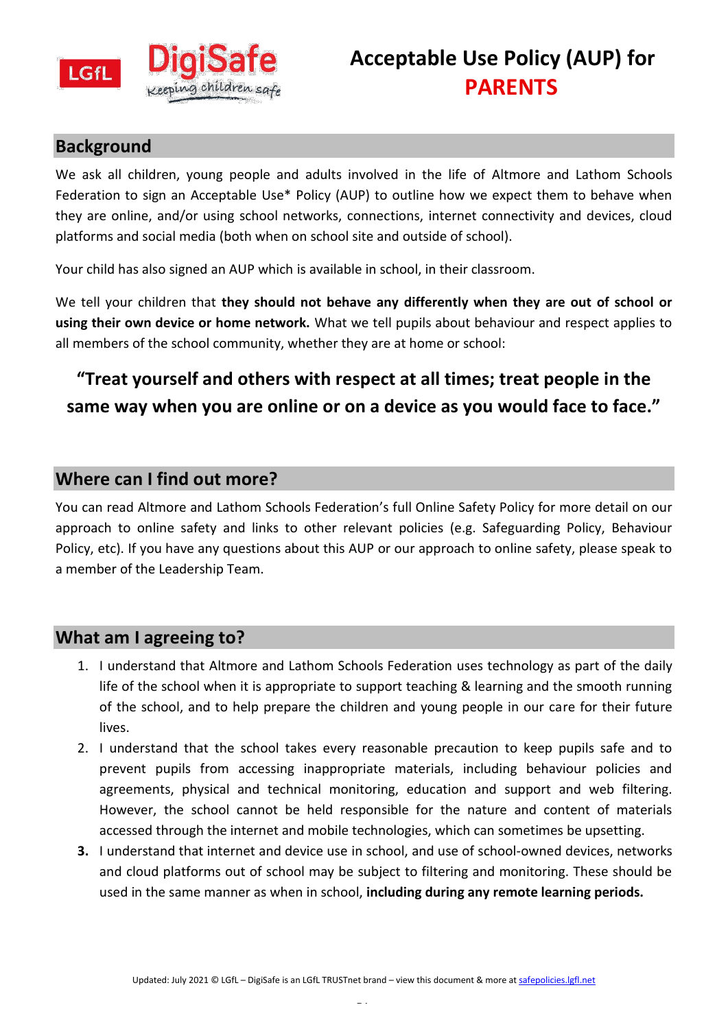# Acceptable Use Policy (AUP) for PARENTS

## Background

We ask all children, young people and adults involved in the life of Altmore and Lathom Schools Federation to sign an Acceptable Use* Policy (AUP) to outline how we expect them to behave when they are online, and/or using school networks, connections, internet connectivity and devices, cloud platforms and social media (both when on school site and outside of school).

Your child has also signed an AUP which is available in school, in their classroom.

We tell your children that **they should not behave any differently when they are out of school or using their own device or home network.** What we tell pupils about behaviour and respect applies to all members of the school community, whether they are at home or school:

**"Treat yourself and others with respect at all times; treat people in the same way when you are online or on a device as you would face to face."**

## Where can I find out more?

You can read Altmore and Lathom Schools Federation's full Online Safety Policy for more detail on our approach to online safety and links to other relevant policies (e.g. Safeguarding Policy, Behaviour Policy, etc). If you have any questions about this AUP or our approach to online safety, please speak to a member of the Leadership Team.

## What am I agreeing to?

1. I understand that Altmore and Lathom Schools Federation uses technology as part of the daily life of the school when it is appropriate to support teaching & learning and the smooth running of the school, and to help prepare the children and young people in our care for their future lives.
2. I understand that the school takes every reasonable precaution to keep pupils safe and to prevent pupils from accessing inappropriate materials, including behaviour policies and agreements, physical and technical monitoring, education and support and web filtering. However, the school cannot be held responsible for the nature and content of materials accessed through the internet and mobile technologies, which can sometimes be upsetting.
3. I understand that internet and device use in school, and use of school-owned devices, networks and cloud platforms out of school may be subject to filtering and monitoring. These should be used in the same manner as when in school, **including during any remote learning periods.**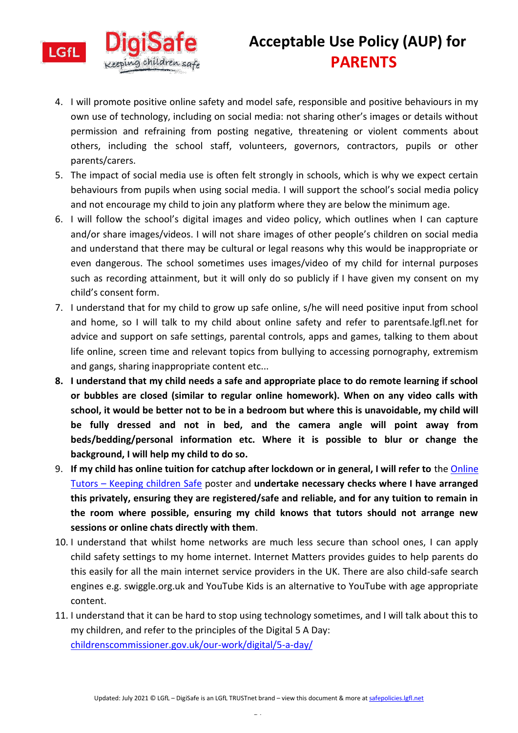4. I will promote positive online safety and model safe, responsible and positive behaviours in my own use of technology, including on social media: not sharing other's images or details without permission and refraining from posting negative, threatening or violent comments about others, including the school staff, volunteers, governors, contractors, pupils or other parents/carers.
5. The impact of social media use is often felt strongly in schools, which is why we expect certain behaviours from pupils when using social media. I will support the school's social media policy and not encourage my child to join any platform where they are below the minimum age.
6. I will follow the school's digital images and video policy, which outlines when I can capture and/or share images/videos. I will not share images of other people's children on social media and understand that there may be cultural or legal reasons why this would be inappropriate or even dangerous. The school sometimes uses images/video of my child for internal purposes such as recording attainment, but it will only do so publicly if I have given my consent on my child's consent form.
7. I understand that for my child to grow up safe online, s/he will need positive input from school and home, so I will talk to my child about online safety and refer to parentsafe.lgfl.net for advice and support on safe settings, parental controls, apps and games, talking to them about life online, screen time and relevant topics from bullying to accessing pornography, extremism and gangs, sharing inappropriate content etc...
8. **I understand that my child needs a safe and appropriate place to do remote learning if school or bubbles are closed (similar to regular online homework). When on any video calls with school, it would be better not to be in a bedroom but where this is unavoidable, my child will be fully dressed and not in bed, and the camera angle will point away from beds/bedding/personal information etc. Where it is possible to blur or change the background, I will help my child to do so.**
9. **If my child has online tuition for catchup after lockdown or in general, I will refer to** the [Online Tutors – Keeping children Safe]() poster and **undertake necessary checks where I have arranged this privately, ensuring they are registered/safe and reliable, and for any tuition to remain in the room where possible, ensuring my child knows that tutors should not arrange new sessions or online chats directly with them**.
10. I understand that whilst home networks are much less secure than school ones, I can apply child safety settings to my home internet. Internet Matters provides guides to help parents do this easily for all the main internet service providers in the UK. There are also child-safe search engines e.g. swiggle.org.uk and YouTube Kids is an alternative to YouTube with age appropriate content.
11. I understand that it can be hard to stop using technology sometimes, and I will talk about this to my children, and refer to the principles of the Digital 5 A Day: [childrenscommissioner.gov.uk/our-work/digital/5-a-day/](childrenscommissioner.gov.uk/our-work/digital/5-a-day/)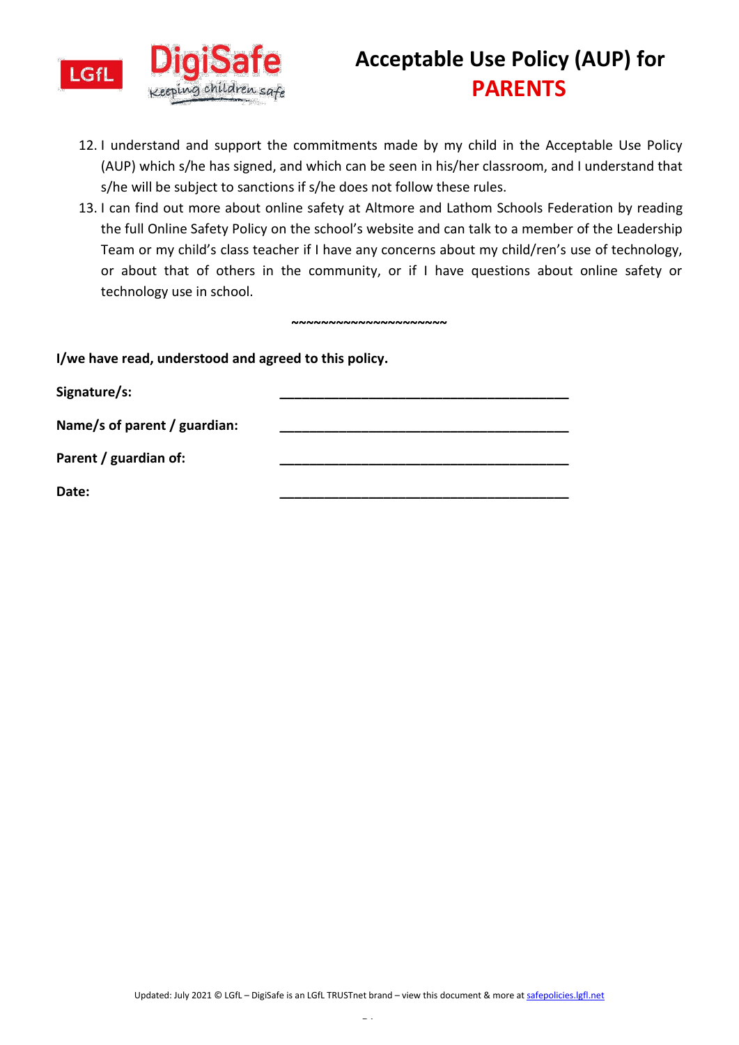12. I understand and support the commitments made by my child in the Acceptable Use Policy (AUP) which s/he has signed, and which can be seen in his/her classroom, and I understand that s/he will be subject to sanctions if s/he does not follow these rules.
13. I can find out more about online safety at Altmore and Lathom Schools Federation by reading the full Online Safety Policy on the school's website and can talk to a member of the Leadership Team or my child's class teacher if I have any concerns about my child/ren's use of technology, or about that of others in the community, or if I have questions about online safety or technology use in school.

~~~~~~~~~~~~~~~~~~~~

**I/we have read, understood and agreed to this policy.**

**Signature/s:** ________________________________________

**Name/s of parent / guardian:** ________________________________________

**Parent / guardian of:** ________________________________________

**Date:** ________________________________________